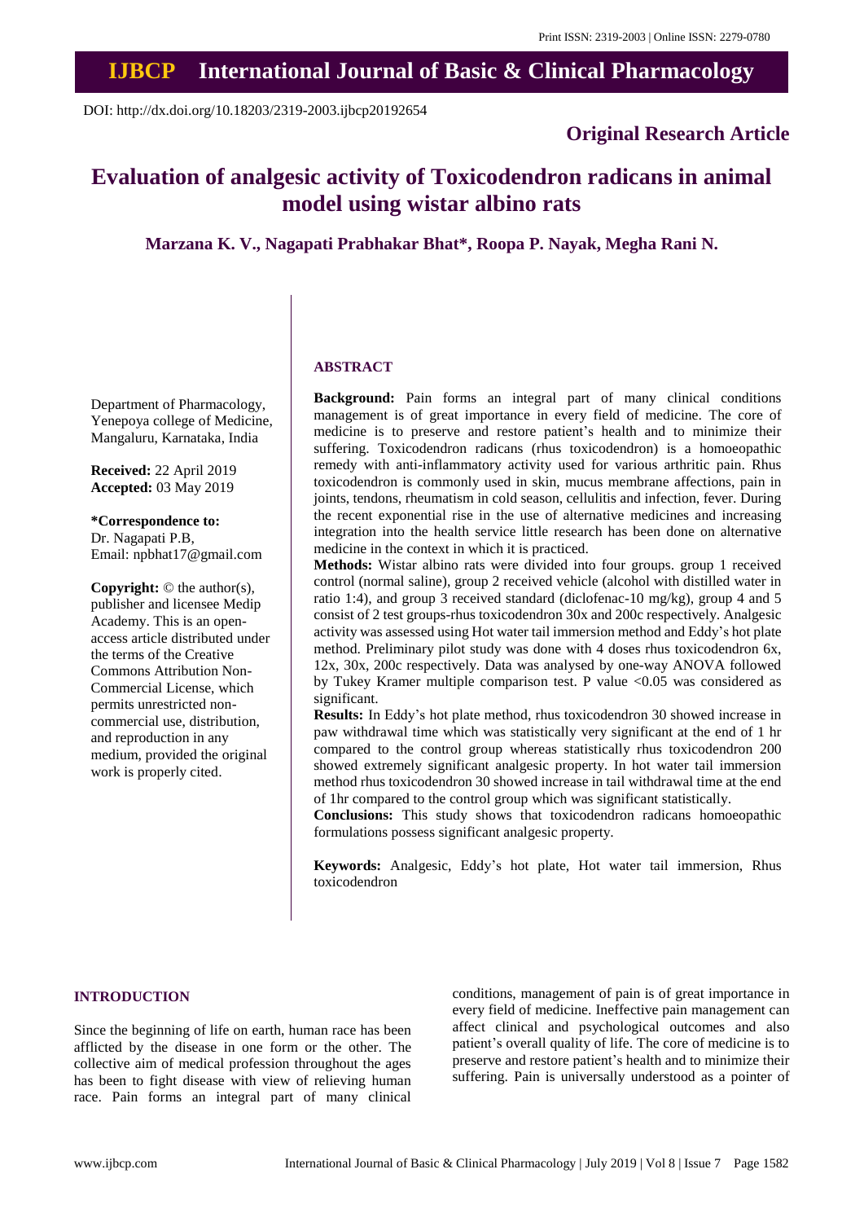DOI: http://dx.doi.org/10.18203/2319-2003.ijbcp20192654

**Original Research Article**

# Evaluation of analgesic activity of Toxicodendron radicans in animal model using wistar albino rats

**Marzana K. V., Nagapati Prabhakar Bhat*, Roopa P. Nayak, Megha Rani N.**

Department of Pharmacology, Yenepoya college of Medicine, Mangaluru, Karnataka, India

**Received:** 22 April 2019
**Accepted:** 03 May 2019

**\*Correspondence to:**
Dr. Nagapati P.B,
Email: npbhat17@gmail.com

**Copyright:** © the author(s), publisher and licensee Medip Academy. This is an open-access article distributed under the terms of the Creative Commons Attribution Non-Commercial License, which permits unrestricted non-commercial use, distribution, and reproduction in any medium, provided the original work is properly cited.

## ABSTRACT

**Background:** Pain forms an integral part of many clinical conditions management is of great importance in every field of medicine. The core of medicine is to preserve and restore patient's health and to minimize their suffering. Toxicodendron radicans (rhus toxicodendron) is a homoeopathic remedy with anti-inflammatory activity used for various arthritic pain. Rhus toxicodendron is commonly used in skin, mucus membrane affections, pain in joints, tendons, rheumatism in cold season, cellulitis and infection, fever. During the recent exponential rise in the use of alternative medicines and increasing integration into the health service little research has been done on alternative medicine in the context in which it is practiced.

**Methods:** Wistar albino rats were divided into four groups. group 1 received control (normal saline), group 2 received vehicle (alcohol with distilled water in ratio 1:4), and group 3 received standard (diclofenac-10 mg/kg), group 4 and 5 consist of 2 test groups-rhus toxicodendron 30x and 200c respectively. Analgesic activity was assessed using Hot water tail immersion method and Eddy's hot plate method. Preliminary pilot study was done with 4 doses rhus toxicodendron 6x, 12x, 30x, 200c respectively. Data was analysed by one-way ANOVA followed by Tukey Kramer multiple comparison test. P value <0.05 was considered as significant.

**Results:** In Eddy's hot plate method, rhus toxicodendron 30 showed increase in paw withdrawal time which was statistically very significant at the end of 1 hr compared to the control group whereas statistically rhus toxicodendron 200 showed extremely significant analgesic property. In hot water tail immersion method rhus toxicodendron 30 showed increase in tail withdrawal time at the end of 1hr compared to the control group which was significant statistically.

**Conclusions:** This study shows that toxicodendron radicans homoeopathic formulations possess significant analgesic property.

**Keywords:** Analgesic, Eddy's hot plate, Hot water tail immersion, Rhus toxicodendron

## INTRODUCTION

Since the beginning of life on earth, human race has been afflicted by the disease in one form or the other. The collective aim of medical profession throughout the ages has been to fight disease with view of relieving human race. Pain forms an integral part of many clinical conditions, management of pain is of great importance in every field of medicine. Ineffective pain management can affect clinical and psychological outcomes and also patient's overall quality of life. The core of medicine is to preserve and restore patient's health and to minimize their suffering. Pain is universally understood as a pointer of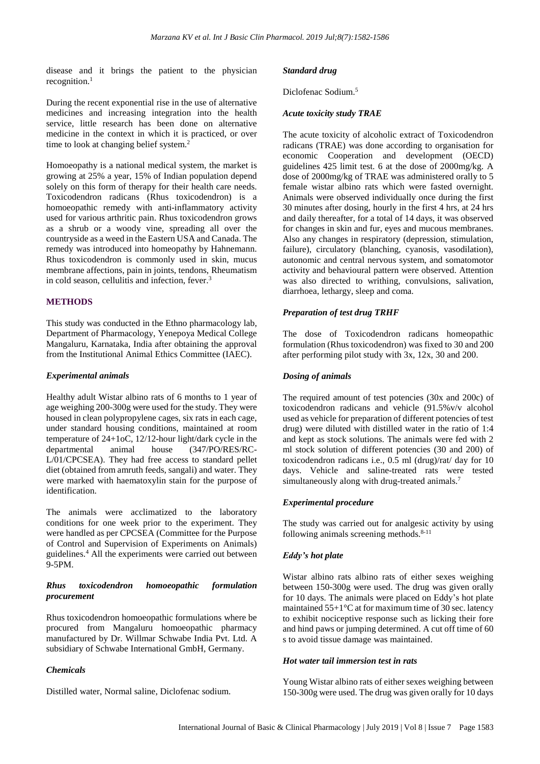disease and it brings the patient to the physician recognition.[1]

During the recent exponential rise in the use of alternative medicines and increasing integration into the health service, little research has been done on alternative medicine in the context in which it is practiced, or over time to look at changing belief system.[2]

Homoeopathy is a national medical system, the market is growing at 25% a year, 15% of Indian population depend solely on this form of therapy for their health care needs. Toxicodendron radicans (Rhus toxicodendron) is a homoeopathic remedy with anti-inflammatory activity used for various arthritic pain. Rhus toxicodendron grows as a shrub or a woody vine, spreading all over the countryside as a weed in the Eastern USA and Canada. The remedy was introduced into homeopathy by Hahnemann. Rhus toxicodendron is commonly used in skin, mucus membrane affections, pain in joints, tendons, Rheumatism in cold season, cellulitis and infection, fever.[3]

## METHODS

This study was conducted in the Ethno pharmacology lab, Department of Pharmacology, Yenepoya Medical College Mangaluru, Karnataka, India after obtaining the approval from the Institutional Animal Ethics Committee (IAEC).

### *Experimental animals*

Healthy adult Wistar albino rats of 6 months to 1 year of age weighing 200-300g were used for the study. They were housed in clean polypropylene cages, six rats in each cage, under standard housing conditions, maintained at room temperature of 24+1oC, 12/12-hour light/dark cycle in the departmental animal house (347/PO/RES/RC-L/01/CPCSEA). They had free access to standard pellet diet (obtained from amruth feeds, sangali) and water. They were marked with haematoxylin stain for the purpose of identification.

The animals were acclimatized to the laboratory conditions for one week prior to the experiment. They were handled as per CPCSEA (Committee for the Purpose of Control and Supervision of Experiments on Animals) guidelines.[4] All the experiments were carried out between 9-5PM.

### *Rhus toxicodendron homoeopathic formulation procurement*

Rhus toxicodendron homoeopathic formulations where be procured from Mangaluru homoeopathic pharmacy manufactured by Dr. Willmar Schwabe India Pvt. Ltd. A subsidiary of Schwabe International GmbH, Germany.

### *Chemicals*

Distilled water, Normal saline, Diclofenac sodium.

### *Standard drug*

Diclofenac Sodium.[5]

### *Acute toxicity study TRAE*

The acute toxicity of alcoholic extract of Toxicodendron radicans (TRAE) was done according to organisation for economic Cooperation and development (OECD) guidelines 425 limit test. 6 at the dose of 2000mg/kg. A dose of 2000mg/kg of TRAE was administered orally to 5 female wistar albino rats which were fasted overnight. Animals were observed individually once during the first 30 minutes after dosing, hourly in the first 4 hrs, at 24 hrs and daily thereafter, for a total of 14 days, it was observed for changes in skin and fur, eyes and mucous membranes. Also any changes in respiratory (depression, stimulation, failure), circulatory (blanching, cyanosis, vasodilation), autonomic and central nervous system, and somatomotor activity and behavioural pattern were observed. Attention was also directed to writhing, convulsions, salivation, diarrhoea, lethargy, sleep and coma.

### *Preparation of test drug TRHF*

The dose of Toxicodendron radicans homeopathic formulation (Rhus toxicodendron) was fixed to 30 and 200 after performing pilot study with 3x, 12x, 30 and 200.

### *Dosing of animals*

The required amount of test potencies (30x and 200c) of toxicodendron radicans and vehicle (91.5%v/v alcohol used as vehicle for preparation of different potencies of test drug) were diluted with distilled water in the ratio of 1:4 and kept as stock solutions. The animals were fed with 2 ml stock solution of different potencies (30 and 200) of toxicodendron radicans i.e., 0.5 ml (drug)/rat/ day for 10 days. Vehicle and saline-treated rats were tested simultaneously along with drug-treated animals.[7]

### *Experimental procedure*

The study was carried out for analgesic activity by using following animals screening methods.[8-11]

### *Eddy's hot plate*

Wistar albino rats albino rats of either sexes weighing between 150-300g were used. The drug was given orally for 10 days. The animals were placed on Eddy's hot plate maintained 55+1°C at for maximum time of 30 sec. latency to exhibit nociceptive response such as licking their fore and hind paws or jumping determined. A cut off time of 60 s to avoid tissue damage was maintained.

### *Hot water tail immersion test in rats*

Young Wistar albino rats of either sexes weighing between 150-300g were used. The drug was given orally for 10 days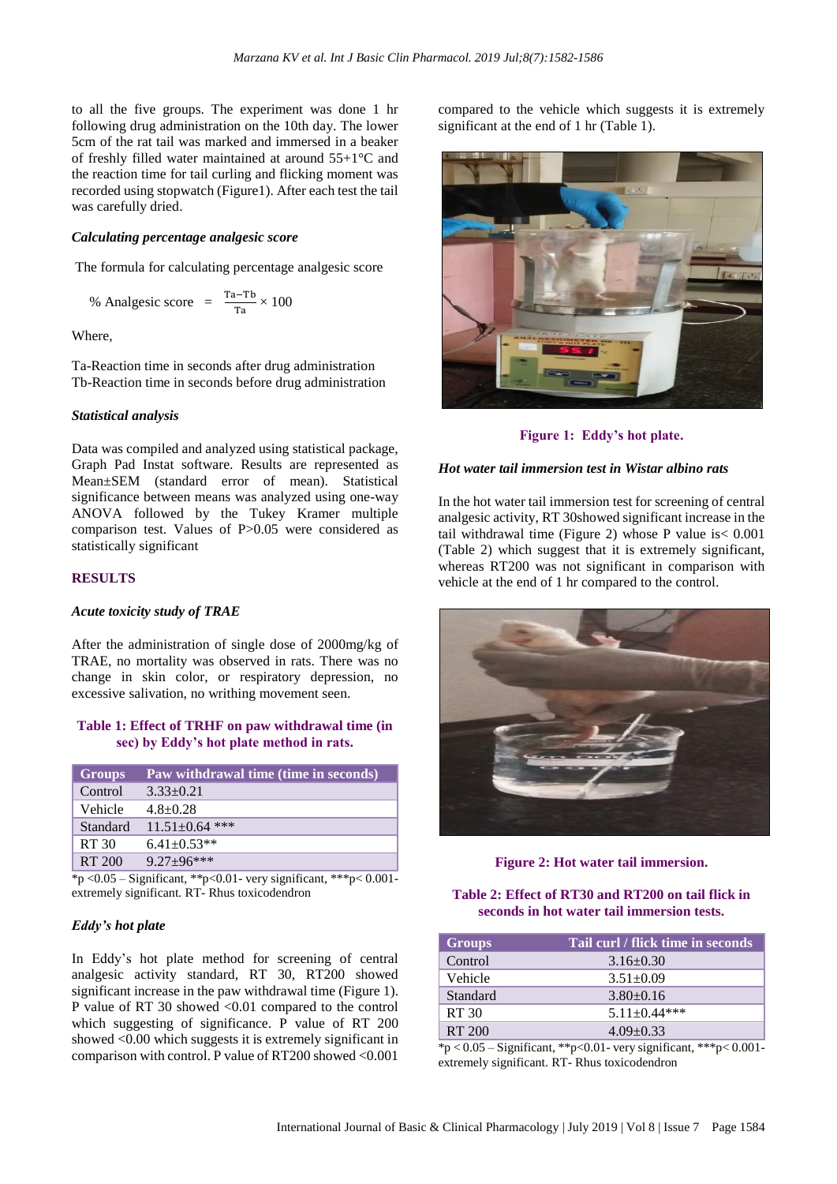to all the five groups. The experiment was done 1 hr following drug administration on the 10th day. The lower 5cm of the rat tail was marked and immersed in a beaker of freshly filled water maintained at around 55+1°C and the reaction time for tail curling and flicking moment was recorded using stopwatch (Figure1). After each test the tail was carefully dried.

### *Calculating percentage analgesic score*

The formula for calculating percentage analgesic score

$$\% \text{ Analgesic score} = \frac{Ta - Tb}{Ta} \times 100$$

Where,

Ta-Reaction time in seconds after drug administration
Tb-Reaction time in seconds before drug administration

### *Statistical analysis*

Data was compiled and analyzed using statistical package, Graph Pad Instat software. Results are represented as Mean±SEM (standard error of mean). Statistical significance between means was analyzed using one-way ANOVA followed by the Tukey Kramer multiple comparison test. Values of P>0.05 were considered as statistically significant

## RESULTS

### *Acute toxicity study of TRAE*

After the administration of single dose of 2000mg/kg of TRAE, no mortality was observed in rats. There was no change in skin color, or respiratory depression, no excessive salivation, no writhing movement seen.

**Table 1: Effect of TRHF on paw withdrawal time (in sec) by Eddy's hot plate method in rats.**

| Groups | Paw withdrawal time (time in seconds) |
|---|---|
| Control | 3.33±0.21 |
| Vehicle | 4.8±0.28 |
| Standard | 11.51±0.64 *** |
| RT 30 | 6.41±0.53** |
| RT 200 | 9.27±96*** |

*p <0.05 – Significant, **p<0.01- very significant, ***p< 0.001- extremely significant. RT- Rhus toxicodendron

### *Eddy's hot plate*

In Eddy's hot plate method for screening of central analgesic activity standard, RT 30, RT200 showed significant increase in the paw withdrawal time (Figure 1). P value of RT 30 showed <0.01 compared to the control which suggesting of significance. P value of RT 200 showed <0.00 which suggests it is extremely significant in comparison with control. P value of RT200 showed <0.001 compared to the vehicle which suggests it is extremely significant at the end of 1 hr (Table 1).

**Figure 1: Eddy's hot plate.**

### *Hot water tail immersion test in Wistar albino rats*

In the hot water tail immersion test for screening of central analgesic activity, RT 30showed significant increase in the tail withdrawal time (Figure 2) whose P value is< 0.001 (Table 2) which suggest that it is extremely significant, whereas RT200 was not significant in comparison with vehicle at the end of 1 hr compared to the control.

**Figure 2: Hot water tail immersion.**

**Table 2: Effect of RT30 and RT200 on tail flick in seconds in hot water tail immersion tests.**

| Groups | Tail curl / flick time in seconds |
|---|---|
| Control | 3.16±0.30 |
| Vehicle | 3.51±0.09 |
| Standard | 3.80±0.16 |
| RT 30 | 5.11±0.44*** |
| RT 200 | 4.09±0.33 |

*p < 0.05 – Significant, **p<0.01- very significant, ***p< 0.001- extremely significant. RT- Rhus toxicodendron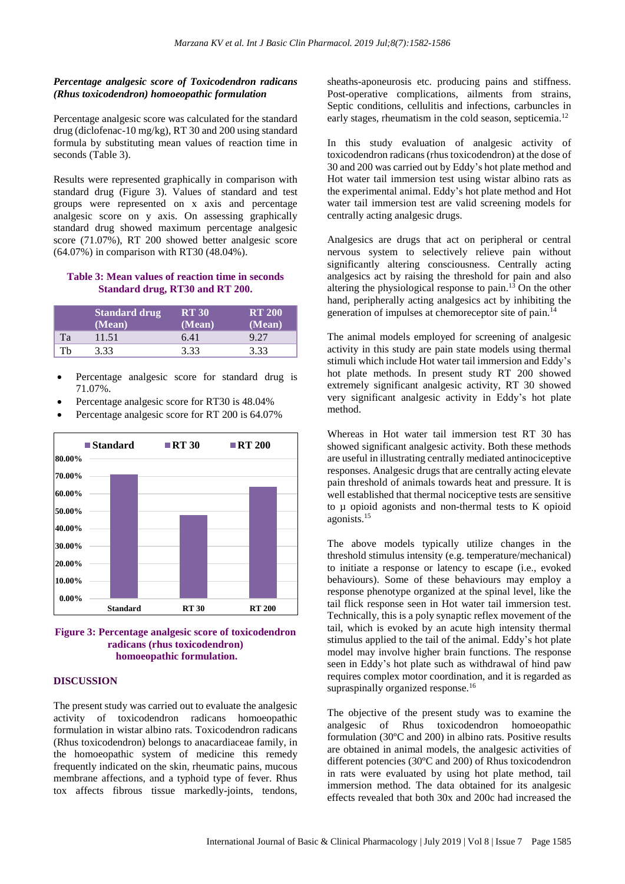***Percentage analgesic score of Toxicodendron radicans (Rhus toxicodendron) homoeopathic formulation***

Percentage analgesic score was calculated for the standard drug (diclofenac-10 mg/kg), RT 30 and 200 using standard formula by substituting mean values of reaction time in seconds (Table 3).

Results were represented graphically in comparison with standard drug (Figure 3). Values of standard and test groups were represented on x axis and percentage analgesic score on y axis. On assessing graphically standard drug showed maximum percentage analgesic score (71.07%), RT 200 showed better analgesic score (64.07%) in comparison with RT30 (48.04%).

**Table 3: Mean values of reaction time in seconds Standard drug, RT30 and RT 200.**

| | Standard drug (Mean) | RT 30 (Mean) | RT 200 (Mean) |
|---|---|---|---|
| Ta | 11.51 | 6.41 | 9.27 |
| Tb | 3.33 | 3.33 | 3.33 |

- Percentage analgesic score for standard drug is 71.07%.
- Percentage analgesic score for RT30 is 48.04%
- Percentage analgesic score for RT 200 is 64.07%

**Figure 3: Percentage analgesic score of toxicodendron radicans (rhus toxicodendron) homoeopathic formulation.**

## DISCUSSION

The present study was carried out to evaluate the analgesic activity of toxicodendron radicans homoeopathic formulation in wistar albino rats. Toxicodendron radicans (Rhus toxicodendron) belongs to anacardiaceae family, in the homoeopathic system of medicine this remedy frequently indicated on the skin, rheumatic pains, mucous membrane affections, and a typhoid type of fever. Rhus tox affects fibrous tissue markedly-joints, tendons, sheaths-aponeurosis etc. producing pains and stiffness. Post-operative complications, ailments from strains, Septic conditions, cellulitis and infections, carbuncles in early stages, rheumatism in the cold season, septicemia.[12]

In this study evaluation of analgesic activity of toxicodendron radicans (rhus toxicodendron) at the dose of 30 and 200 was carried out by Eddy's hot plate method and Hot water tail immersion test using wistar albino rats as the experimental animal. Eddy's hot plate method and Hot water tail immersion test are valid screening models for centrally acting analgesic drugs.

Analgesics are drugs that act on peripheral or central nervous system to selectively relieve pain without significantly altering consciousness. Centrally acting analgesics act by raising the threshold for pain and also altering the physiological response to pain.[13] On the other hand, peripherally acting analgesics act by inhibiting the generation of impulses at chemoreceptor site of pain.[14]

The animal models employed for screening of analgesic activity in this study are pain state models using thermal stimuli which include Hot water tail immersion and Eddy's hot plate methods. In present study RT 200 showed extremely significant analgesic activity, RT 30 showed very significant analgesic activity in Eddy's hot plate method.

Whereas in Hot water tail immersion test RT 30 has showed significant analgesic activity. Both these methods are useful in illustrating centrally mediated antinociceptive responses. Analgesic drugs that are centrally acting elevate pain threshold of animals towards heat and pressure. It is well established that thermal nociceptive tests are sensitive to μ opioid agonists and non-thermal tests to K opioid agonists.[15]

The above models typically utilize changes in the threshold stimulus intensity (e.g. temperature/mechanical) to initiate a response or latency to escape (i.e., evoked behaviours). Some of these behaviours may employ a response phenotype organized at the spinal level, like the tail flick response seen in Hot water tail immersion test. Technically, this is a poly synaptic reflex movement of the tail, which is evoked by an acute high intensity thermal stimulus applied to the tail of the animal. Eddy's hot plate model may involve higher brain functions. The response seen in Eddy's hot plate such as withdrawal of hind paw requires complex motor coordination, and it is regarded as supraspinally organized response.[16]

The objective of the present study was to examine the analgesic of Rhus toxicodendron homoeopathic formulation (30ºC and 200) in albino rats. Positive results are obtained in animal models, the analgesic activities of different potencies (30ºC and 200) of Rhus toxicodendron in rats were evaluated by using hot plate method, tail immersion method. The data obtained for its analgesic effects revealed that both 30x and 200c had increased the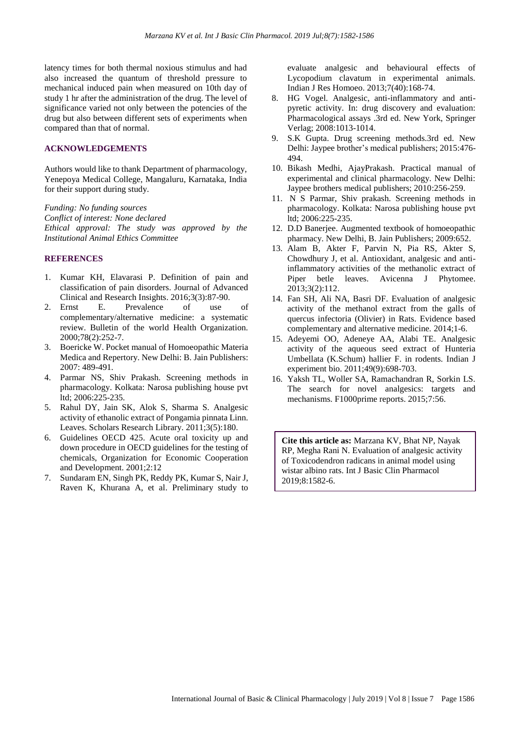latency times for both thermal noxious stimulus and had also increased the quantum of threshold pressure to mechanical induced pain when measured on 10th day of study 1 hr after the administration of the drug. The level of significance varied not only between the potencies of the drug but also between different sets of experiments when compared than that of normal.

## ACKNOWLEDGEMENTS

Authors would like to thank Department of pharmacology, Yenepoya Medical College, Mangaluru, Karnataka, India for their support during study.

*Funding: No funding sources*
*Conflict of interest: None declared*
*Ethical approval: The study was approved by the Institutional Animal Ethics Committee*

## REFERENCES

1. Kumar KH, Elavarasi P. Definition of pain and classification of pain disorders. Journal of Advanced Clinical and Research Insights. 2016;3(3):87-90.
2. Ernst E. Prevalence of use of complementary/alternative medicine: a systematic review. Bulletin of the world Health Organization. 2000;78(2):252-7.
3. Boericke W. Pocket manual of Homoeopathic Materia Medica and Repertory. New Delhi: B. Jain Publishers: 2007: 489-491.
4. Parmar NS, Shiv Prakash. Screening methods in pharmacology. Kolkata: Narosa publishing house pvt ltd; 2006:225-235.
5. Rahul DY, Jain SK, Alok S, Sharma S. Analgesic activity of ethanolic extract of Pongamia pinnata Linn. Leaves. Scholars Research Library. 2011;3(5):180.
6. Guidelines OECD 425. Acute oral toxicity up and down procedure in OECD guidelines for the testing of chemicals, Organization for Economic Cooperation and Development. 2001;2:12
7. Sundaram EN, Singh PK, Reddy PK, Kumar S, Nair J, Raven K, Khurana A, et al. Preliminary study to evaluate analgesic and behavioural effects of Lycopodium clavatum in experimental animals. Indian J Res Homoeo. 2013;7(40):168-74.
8. HG Vogel. Analgesic, anti-inflammatory and anti-pyretic activity. In: drug discovery and evaluation: Pharmacological assays .3rd ed. New York, Springer Verlag; 2008:1013-1014.
9. S.K Gupta. Drug screening methods.3rd ed. New Delhi: Jaypee brother's medical publishers; 2015:476-494.
10. Bikash Medhi, AjayPrakash. Practical manual of experimental and clinical pharmacology. New Delhi: Jaypee brothers medical publishers; 2010:256-259.
11. N S Parmar, Shiv prakash. Screening methods in pharmacology. Kolkata: Narosa publishing house pvt ltd; 2006:225-235.
12. D.D Banerjee. Augmented textbook of homoeopathic pharmacy. New Delhi, B. Jain Publishers; 2009:652.
13. Alam B, Akter F, Parvin N, Pia RS, Akter S, Chowdhury J, et al. Antioxidant, analgesic and anti-inflammatory activities of the methanolic extract of Piper betle leaves. Avicenna J Phytomee. 2013;3(2):112.
14. Fan SH, Ali NA, Basri DF. Evaluation of analgesic activity of the methanol extract from the galls of quercus infectoria (Olivier) in Rats. Evidence based complementary and alternative medicine. 2014;1-6.
15. Adeyemi OO, Adeneye AA, Alabi TE. Analgesic activity of the aqueous seed extract of Hunteria Umbellata (K.Schum) hallier F. in rodents. Indian J experiment bio. 2011;49(9):698-703.
16. Yaksh TL, Woller SA, Ramachandran R, Sorkin LS. The search for novel analgesics: targets and mechanisms. F1000prime reports. 2015;7:56.

**Cite this article as:** Marzana KV, Bhat NP, Nayak RP, Megha Rani N. Evaluation of analgesic activity of Toxicodendron radicans in animal model using wistar albino rats. Int J Basic Clin Pharmacol 2019;8:1582-6.